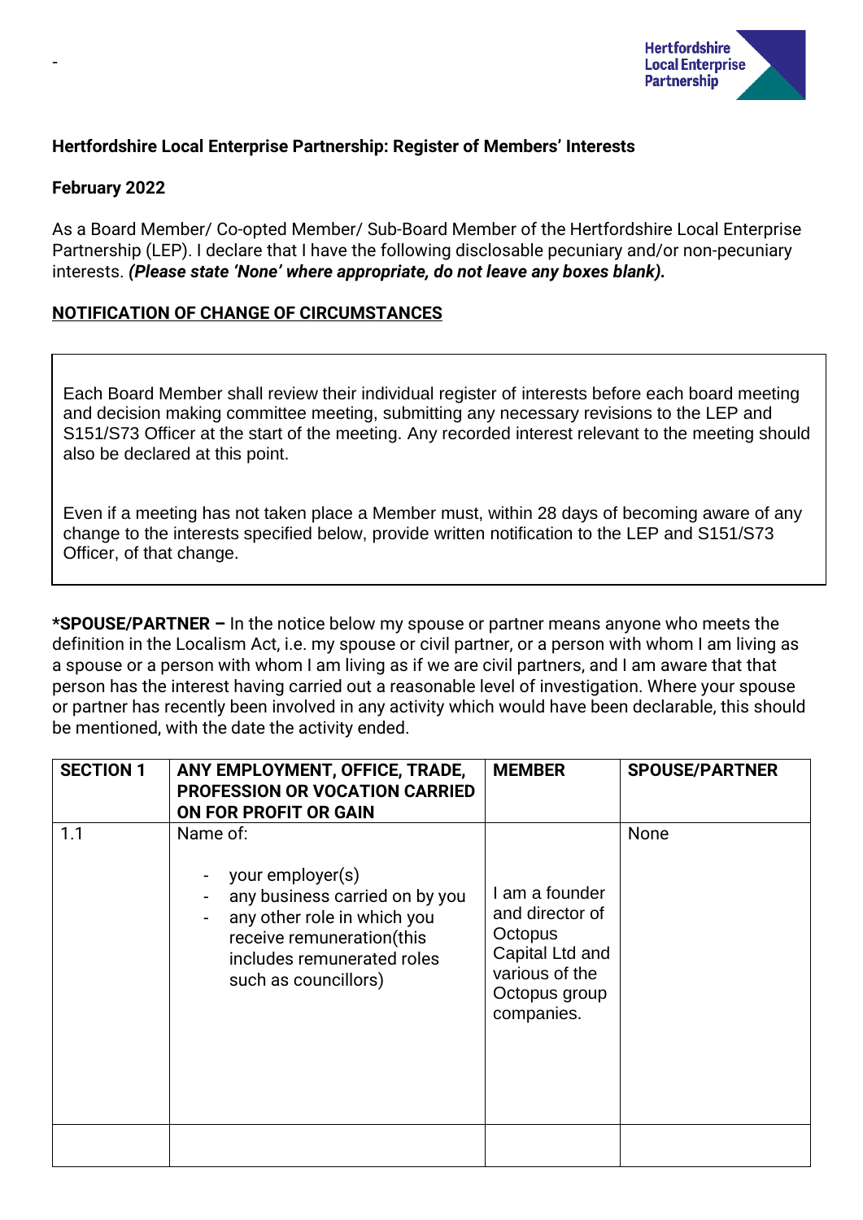-

**Hertfordshire Local Enterprise Partnership: Register of Members' Interests**

**February 2022**

As a Board Member/ Co-opted Member/ Sub-Board Member of the Hertfordshire Local Enterprise Partnership (LEP). I declare that I have the following disclosable pecuniary and/or non-pecuniary interests. ***(Please state 'None' where appropriate, do not leave any boxes blank).***

**NOTIFICATION OF CHANGE OF CIRCUMSTANCES**

Each Board Member shall review their individual register of interests before each board meeting and decision making committee meeting, submitting any necessary revisions to the LEP and S151/S73 Officer at the start of the meeting. Any recorded interest relevant to the meeting should also be declared at this point.

Even if a meeting has not taken place a Member must, within 28 days of becoming aware of any change to the interests specified below, provide written notification to the LEP and S151/S73 Officer, of that change.

**\*SPOUSE/PARTNER –** In the notice below my spouse or partner means anyone who meets the definition in the Localism Act, i.e. my spouse or civil partner, or a person with whom I am living as a spouse or a person with whom I am living as if we are civil partners, and I am aware that that person has the interest having carried out a reasonable level of investigation. Where your spouse or partner has recently been involved in any activity which would have been declarable, this should be mentioned, with the date the activity ended.

| SECTION 1 | ANY EMPLOYMENT, OFFICE, TRADE, PROFESSION OR VOCATION CARRIED ON FOR PROFIT OR GAIN | MEMBER | SPOUSE/PARTNER |
|---|---|---|---|
| 1.1 | Name of:<br>- your employer(s)<br>- any business carried on by you<br>- any other role in which you receive remuneration(this includes remunerated roles such as councillors) | I am a founder and director of Octopus Capital Ltd and various of the Octopus group companies. | None |
| | | | |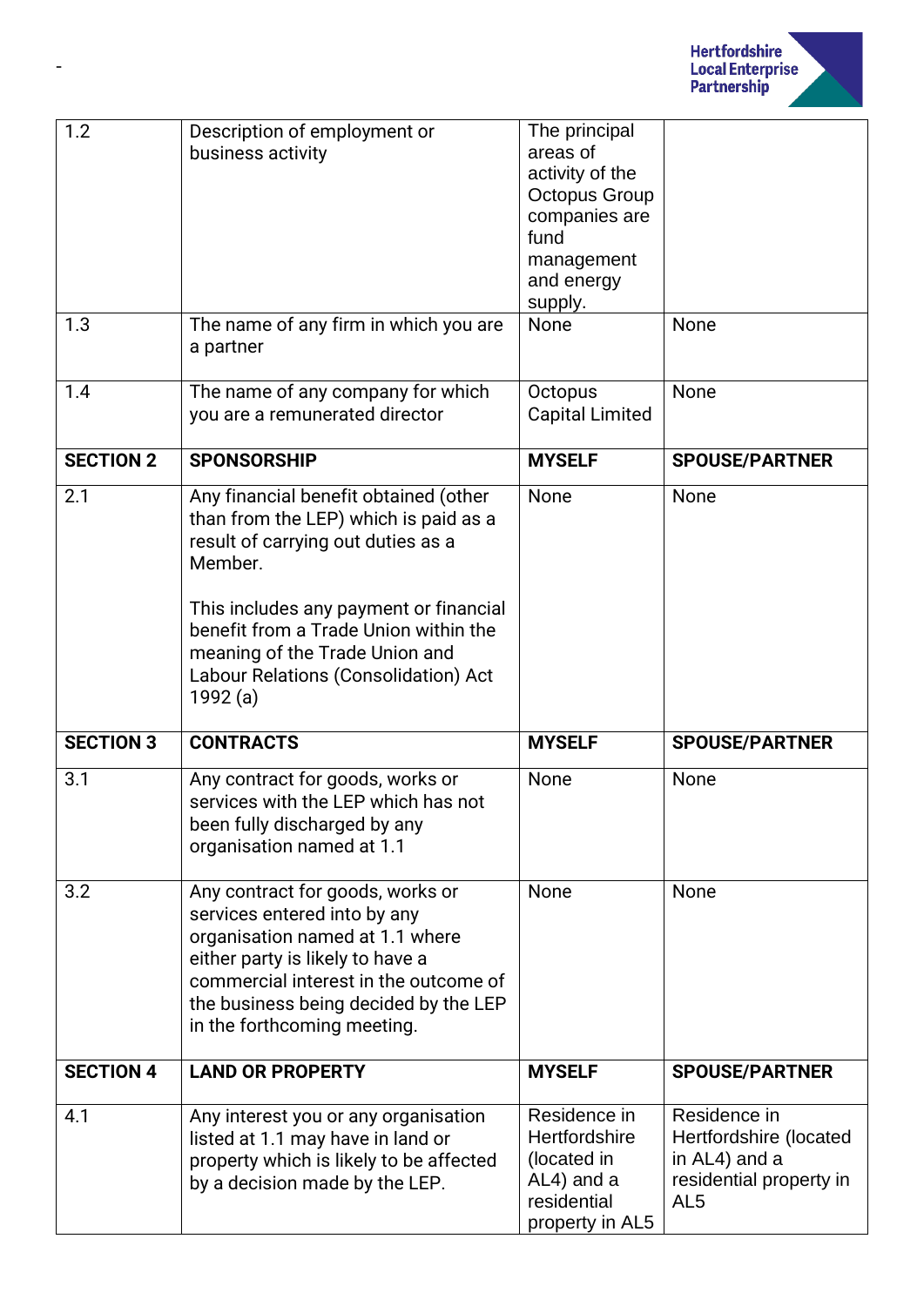| 1.2 | Description of employment or business activity | The principal areas of activity of the Octopus Group companies are fund management and energy supply. | |
|---|---|---|---|
| 1.3 | The name of any firm in which you are a partner | None | None |
| 1.4 | The name of any company for which you are a remunerated director | Octopus Capital Limited | None |
| **SECTION 2** | **SPONSORSHIP** | **MYSELF** | **SPOUSE/PARTNER** |
| 2.1 | Any financial benefit obtained (other than from the LEP) which is paid as a result of carrying out duties as a Member.<br><br>This includes any payment or financial benefit from a Trade Union within the meaning of the Trade Union and Labour Relations (Consolidation) Act 1992 (a) | None | None |
| **SECTION 3** | **CONTRACTS** | **MYSELF** | **SPOUSE/PARTNER** |
| 3.1 | Any contract for goods, works or services with the LEP which has not been fully discharged by any organisation named at 1.1 | None | None |
| 3.2 | Any contract for goods, works or services entered into by any organisation named at 1.1 where either party is likely to have a commercial interest in the outcome of the business being decided by the LEP in the forthcoming meeting. | None | None |
| **SECTION 4** | **LAND OR PROPERTY** | **MYSELF** | **SPOUSE/PARTNER** |
| 4.1 | Any interest you or any organisation listed at 1.1 may have in land or property which is likely to be affected by a decision made by the LEP. | Residence in Hertfordshire (located in AL4) and a residential property in AL5 | Residence in Hertfordshire (located in AL4) and a residential property in AL5 |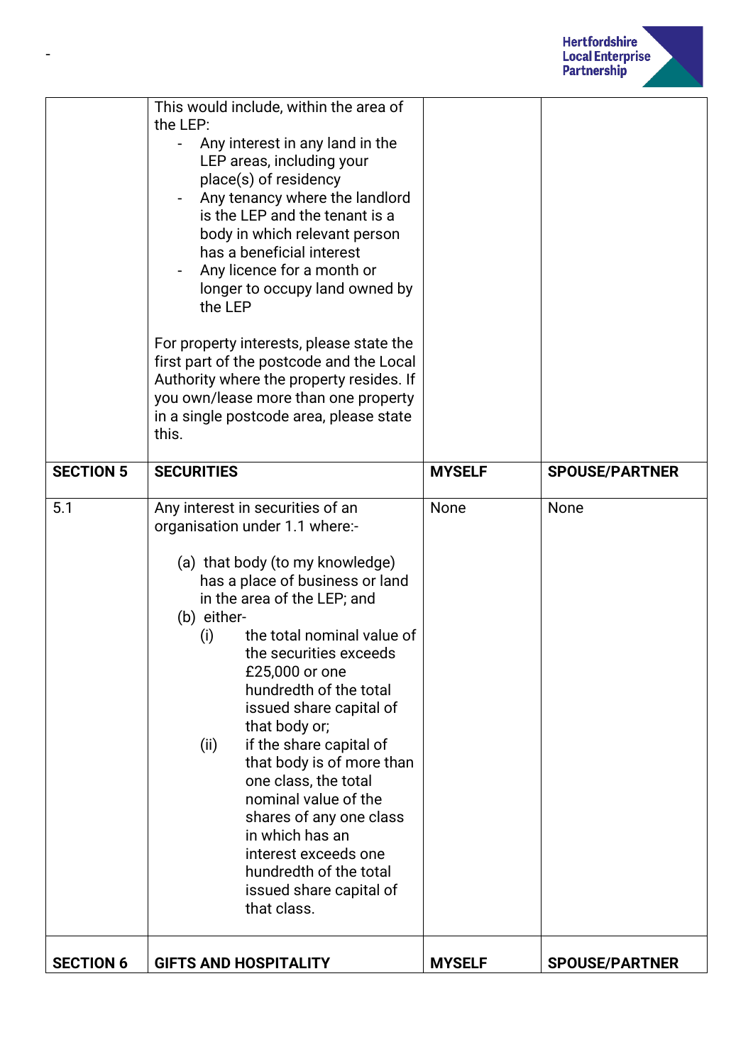| | This would include, within the area of the LEP:<br>- Any interest in any land in the LEP areas, including your place(s) of residency<br>- Any tenancy where the landlord is the LEP and the tenant is a body in which relevant person has a beneficial interest<br>- Any licence for a month or longer to occupy land owned by the LEP<br><br>For property interests, please state the first part of the postcode and the Local Authority where the property resides. If you own/lease more than one property in a single postcode area, please state this. | | |
|---|---|---|---|
| **SECTION 5** | **SECURITIES** | **MYSELF** | **SPOUSE/PARTNER** |
| 5.1 | Any interest in securities of an organisation under 1.1 where:-<br><br>(a) that body (to my knowledge) has a place of business or land in the area of the LEP; and<br>(b) either-<br>(i) the total nominal value of the securities exceeds £25,000 or one hundredth of the total issued share capital of that body or;<br>(ii) if the share capital of that body is of more than one class, the total nominal value of the shares of any one class in which has an interest exceeds one hundredth of the total issued share capital of that class. | None | None |
| **SECTION 6** | **GIFTS AND HOSPITALITY** | **MYSELF** | **SPOUSE/PARTNER** |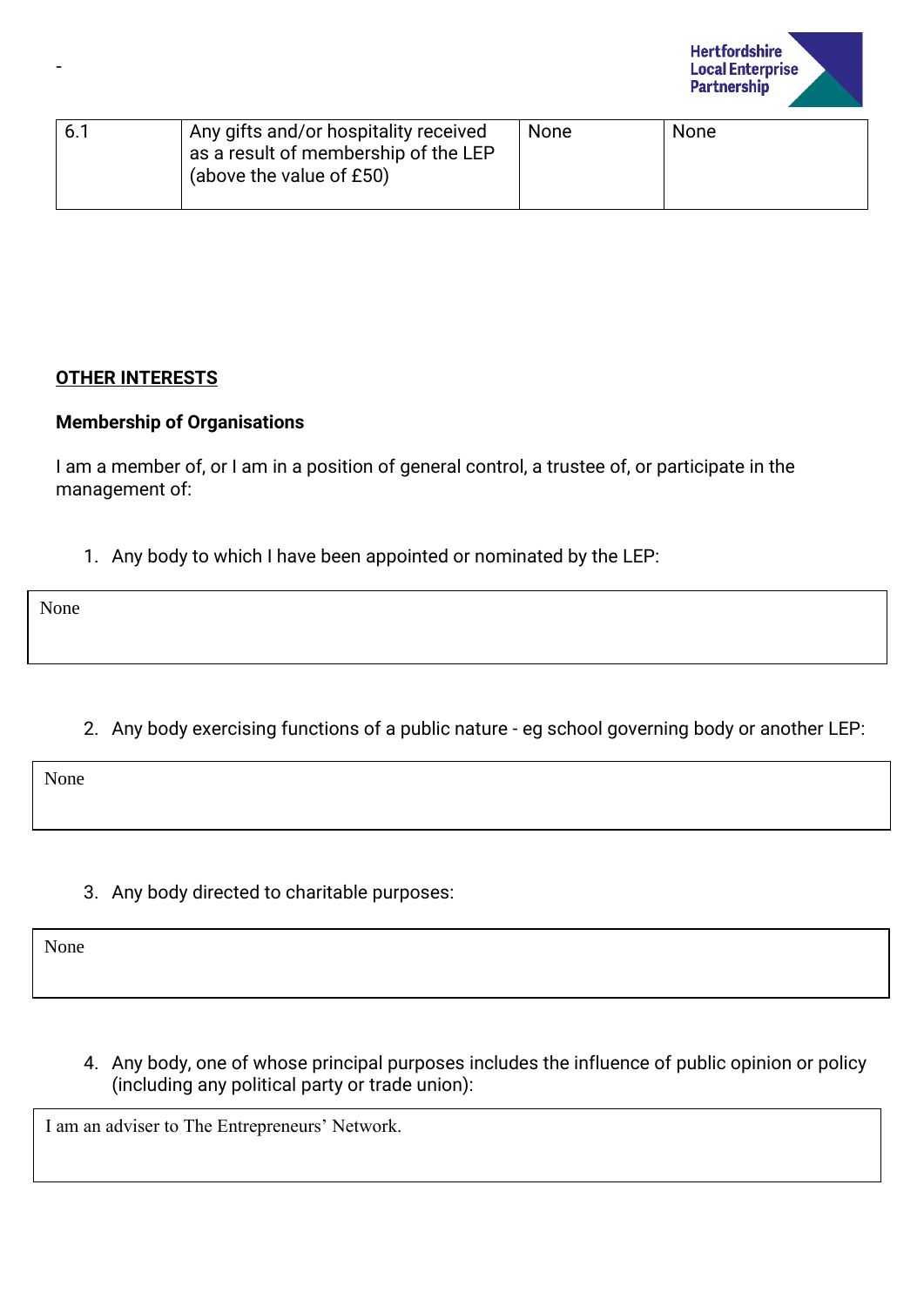| 6.1 | Any gifts and/or hospitality received as a result of membership of the LEP (above the value of £50) | None | None |
|---|---|---|---|

**OTHER INTERESTS**

**Membership of Organisations**

I am a member of, or I am in a position of general control, a trustee of, or participate in the management of:

1. Any body to which I have been appointed or nominated by the LEP:

None

2. Any body exercising functions of a public nature - eg school governing body or another LEP:

None

3. Any body directed to charitable purposes:

None

4. Any body, one of whose principal purposes includes the influence of public opinion or policy (including any political party or trade union):

I am an adviser to The Entrepreneurs' Network.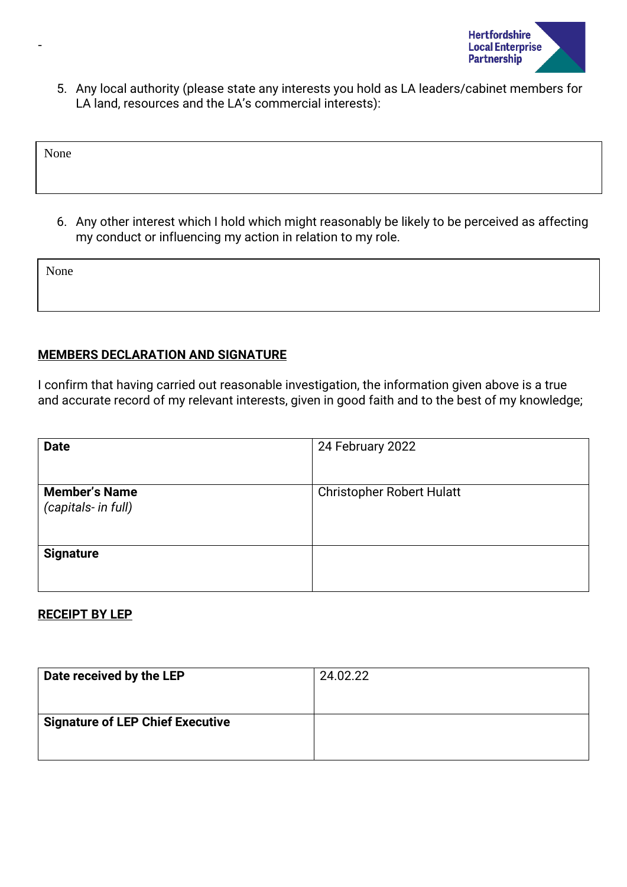-

5. Any local authority (please state any interests you hold as LA leaders/cabinet members for LA land, resources and the LA's commercial interests):

| |
|---|
| None |

6. Any other interest which I hold which might reasonably be likely to be perceived as affecting my conduct or influencing my action in relation to my role.

| |
|---|
| None |

**MEMBERS DECLARATION AND SIGNATURE**

I confirm that having carried out reasonable investigation, the information given above is a true and accurate record of my relevant interests, given in good faith and to the best of my knowledge;

| | |
|---|---|
| **Date** | 24 February 2022 |
| **Member's Name** *(capitals- in full)* | Christopher Robert Hulatt |
| **Signature** | |

**RECEIPT BY LEP**

| | |
|---|---|
| **Date received by the LEP** | 24.02.22 |
| **Signature of LEP Chief Executive** | |